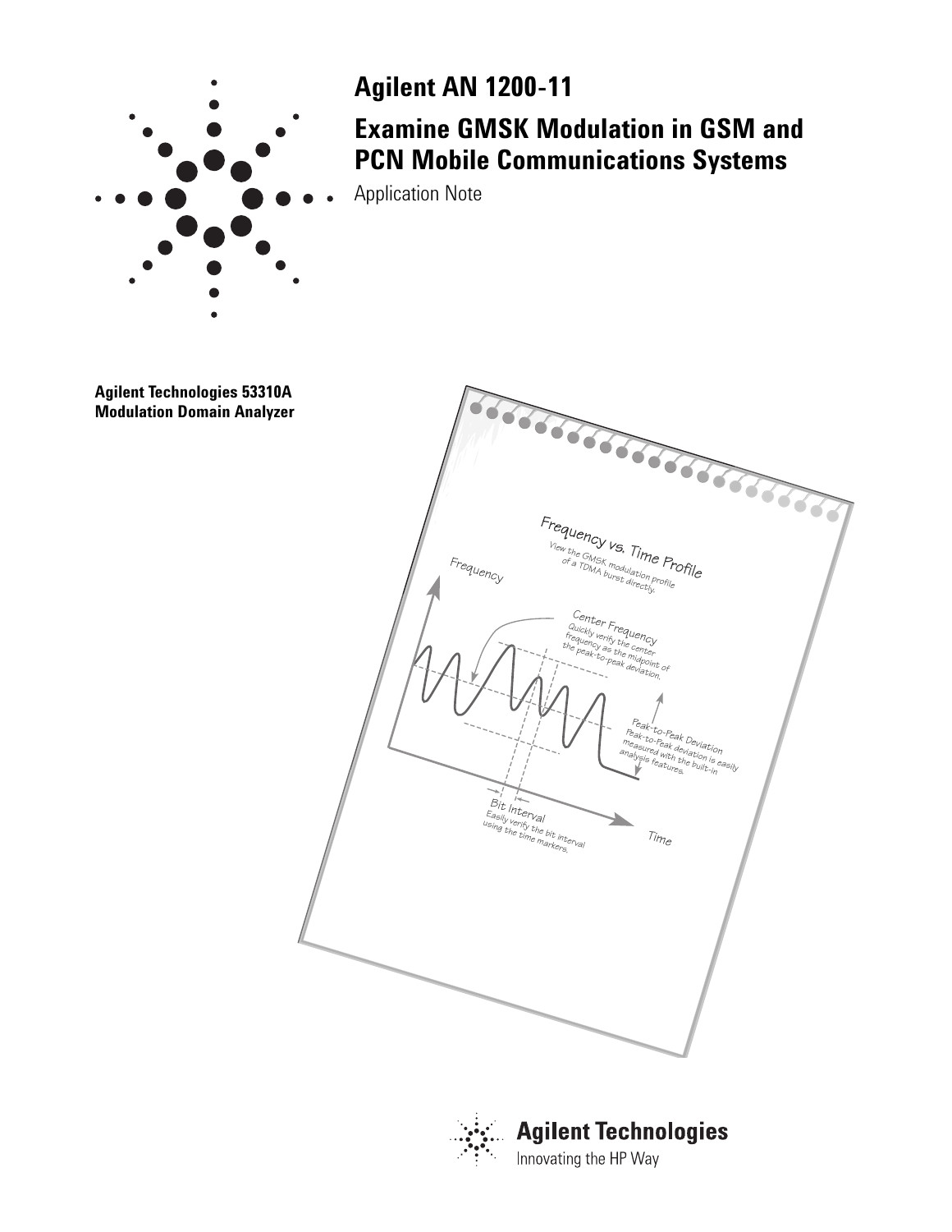# Agilent AN 1200-11

## Examine GMSK Modulation in GSM and PCN Mobile Communications Systems

Application Note

**Agilent Technologies 53310A Modulation Domain Analyzer**

Frequency vs. Time Profile

View the GMSK modulation profile of a TDMA burst directly.

Frequency

Center Frequency

Quickly verify the center frequency as the midpoint of the peak-to-peak deviation.

Peak-to-Peak Deviation

Peak-to-Peak deviation is easily measured with the built-in analysis features.

Bit Interval

Easily verify the bit interval using the time markers.

Time

Agilent Technologies

Innovating the HP Way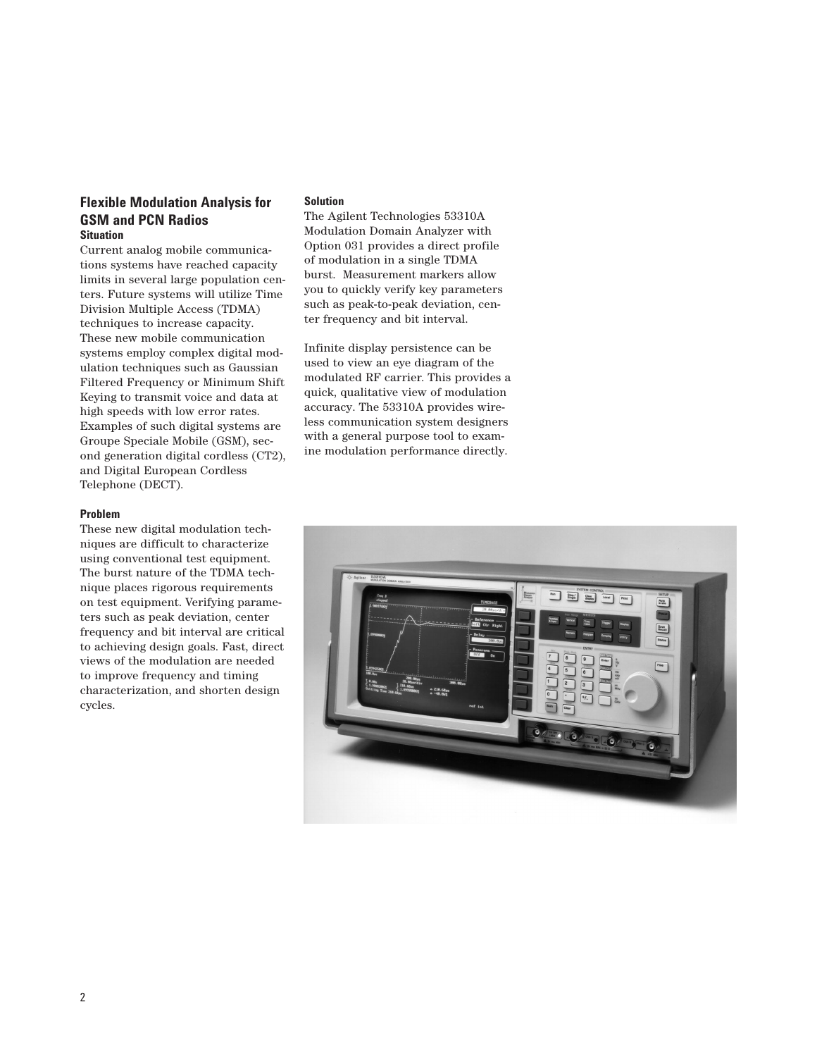## Flexible Modulation Analysis for GSM and PCN Radios

### Situation

Current analog mobile communications systems have reached capacity limits in several large population centers. Future systems will utilize Time Division Multiple Access (TDMA) techniques to increase capacity. These new mobile communication systems employ complex digital modulation techniques such as Gaussian Filtered Frequency or Minimum Shift Keying to transmit voice and data at high speeds with low error rates. Examples of such digital systems are Groupe Speciale Mobile (GSM), second generation digital cordless (CT2), and Digital European Cordless Telephone (DECT).

### Problem

These new digital modulation techniques are difficult to characterize using conventional test equipment. The burst nature of the TDMA technique places rigorous requirements on test equipment. Verifying parameters such as peak deviation, center frequency and bit interval are critical to achieving design goals. Fast, direct views of the modulation are needed to improve frequency and timing characterization, and shorten design cycles.

### Solution

The Agilent Technologies 53310A Modulation Domain Analyzer with Option 031 provides a direct profile of modulation in a single TDMA burst. Measurement markers allow you to quickly verify key parameters such as peak-to-peak deviation, center frequency and bit interval.

Infinite display persistence can be used to view an eye diagram of the modulated RF carrier. This provides a quick, qualitative view of modulation accuracy. The 53310A provides wireless communication system designers with a general purpose tool to examine modulation performance directly.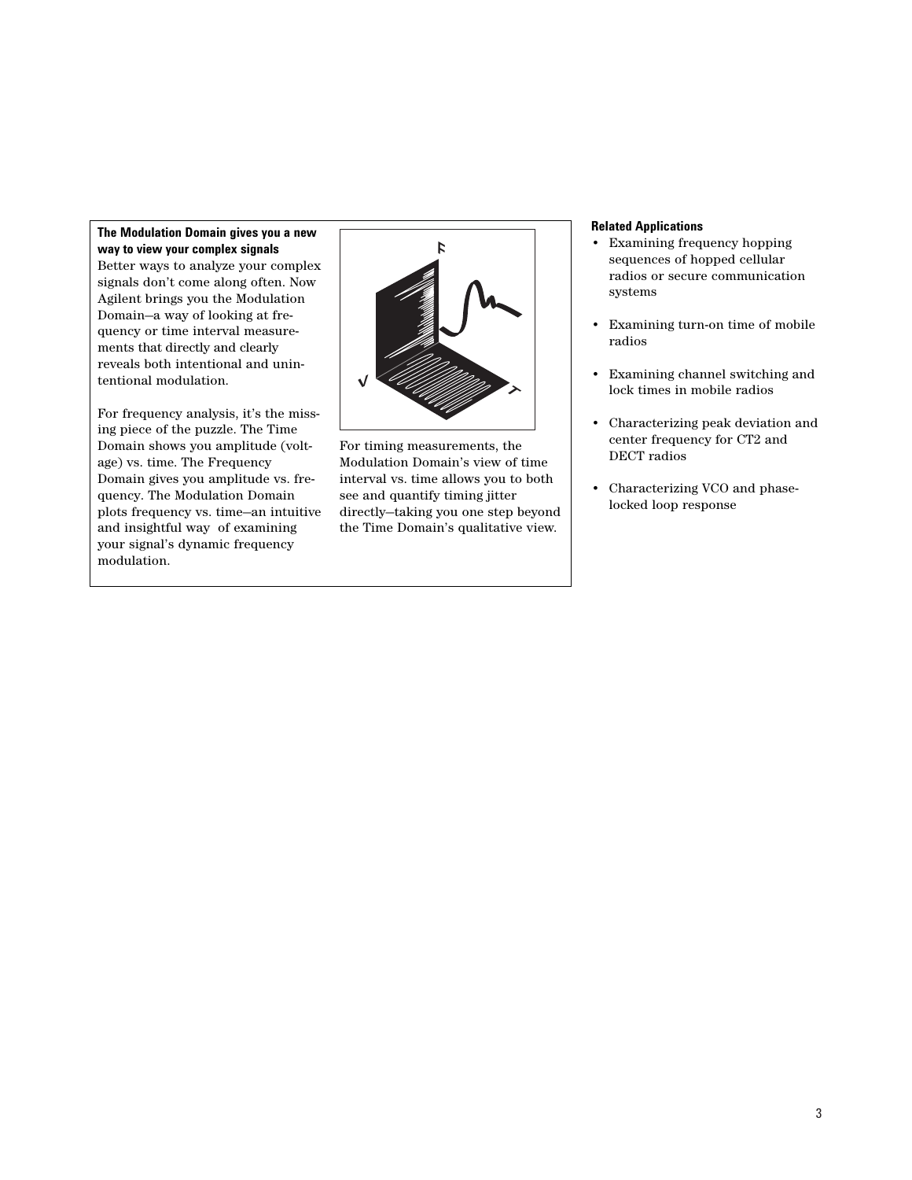**The Modulation Domain gives you a new way to view your complex signals**

Better ways to analyze your complex signals don't come along often. Now Agilent brings you the Modulation Domain—a way of looking at frequency or time interval measurements that directly and clearly reveals both intentional and unintentional modulation.

For frequency analysis, it's the missing piece of the puzzle. The Time Domain shows you amplitude (voltage) vs. time. The Frequency Domain gives you amplitude vs. frequency. The Modulation Domain plots frequency vs. time—an intuitive and insightful way of examining your signal's dynamic frequency modulation.

For timing measurements, the Modulation Domain's view of time interval vs. time allows you to both see and quantify timing jitter directly—taking you one step beyond the Time Domain's qualitative view.

**Related Applications**

- Examining frequency hopping sequences of hopped cellular radios or secure communication systems
- Examining turn-on time of mobile radios
- Examining channel switching and lock times in mobile radios
- Characterizing peak deviation and center frequency for CT2 and DECT radios
- Characterizing VCO and phase-locked loop response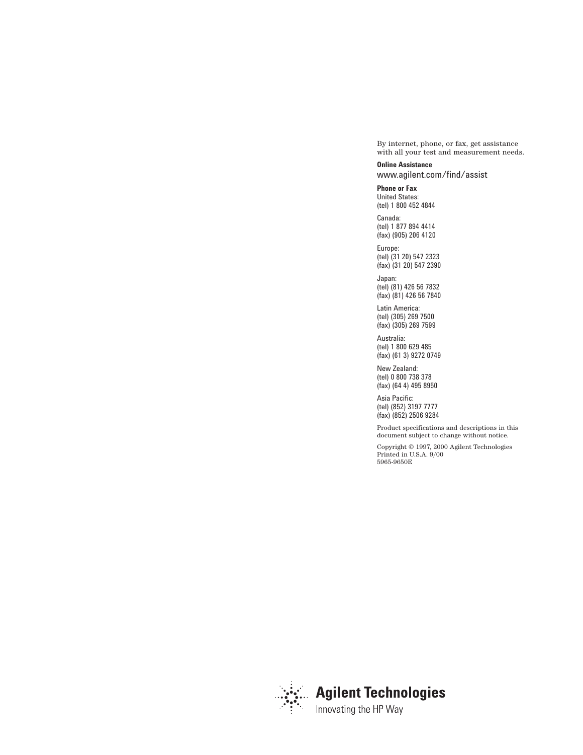By internet, phone, or fax, get assistance with all your test and measurement needs.

**Online Assistance**

www.agilent.com/find/assist

**Phone or Fax**

United States:
(tel) 1 800 452 4844

Canada:
(tel) 1 877 894 4414
(fax) (905) 206 4120

Europe:
(tel) (31 20) 547 2323
(fax) (31 20) 547 2390

Japan:
(tel) (81) 426 56 7832
(fax) (81) 426 56 7840

Latin America:
(tel) (305) 269 7500
(fax) (305) 269 7599

Australia:
(tel) 1 800 629 485
(fax) (61 3) 9272 0749

New Zealand:
(tel) 0 800 738 378
(fax) (64 4) 495 8950

Asia Pacific:
(tel) (852) 3197 7777
(fax) (852) 2506 9284

Product specifications and descriptions in this document subject to change without notice.

Copyright © 1997, 2000 Agilent Technologies
Printed in U.S.A. 9/00
5965-9650E

**Agilent Technologies**
Innovating the HP Way